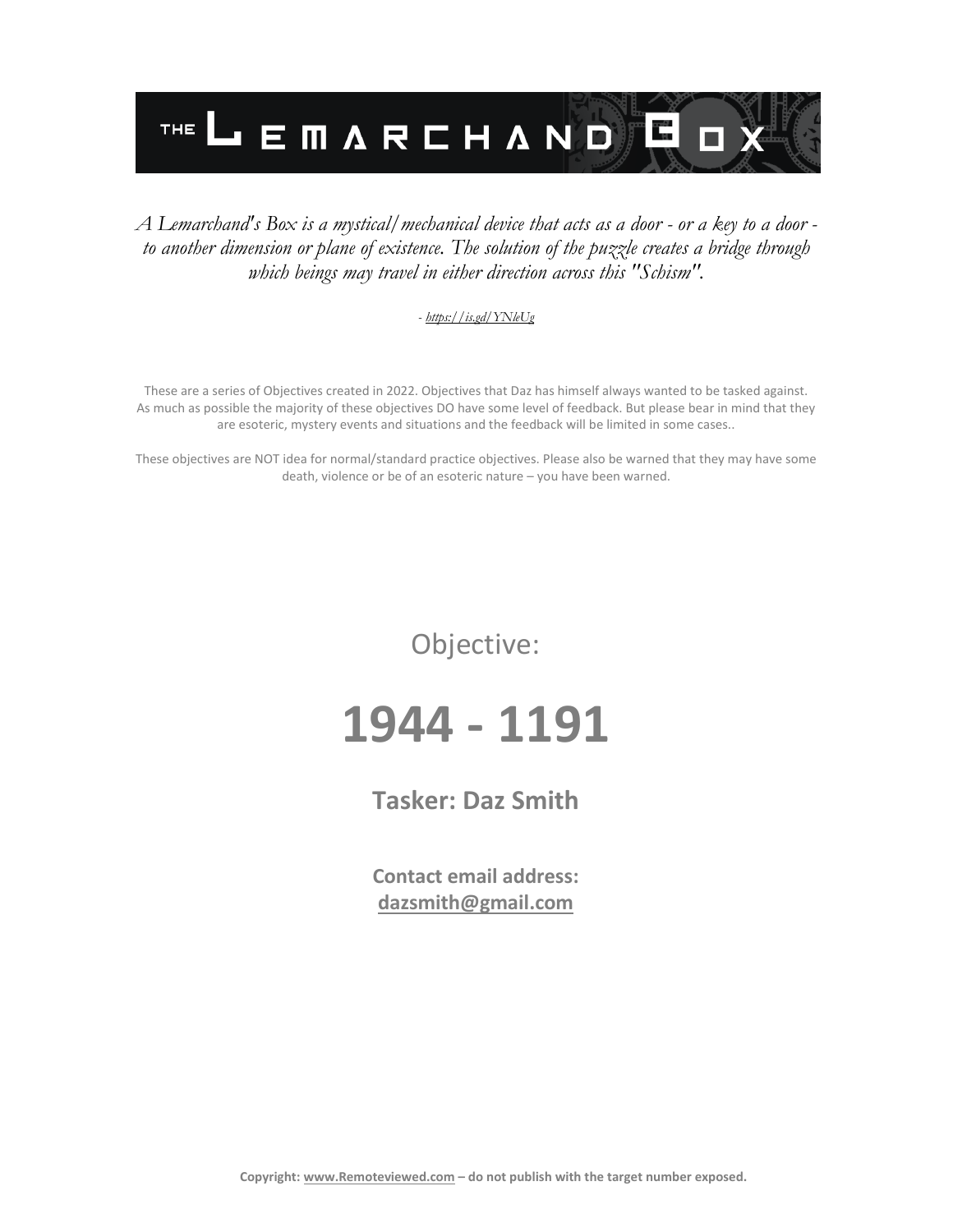# THE LEMARCHAND BOX

*A Lemarchand's Box is a mystical/mechanical device that acts as a door - or a key to a door - to another dimension or plane of existence. The solution of the puzzle creates a bridge through which beings may travel in either direction across this "Schism".*

*- https://is.gd/YNleUg*

These are a series of Objectives created in 2022. Objectives that Daz has himself always wanted to be tasked against. As much as possible the majority of these objectives DO have some level of feedback. But please bear in mind that they are esoteric, mystery events and situations and the feedback will be limited in some cases..

These objectives are NOT idea for normal/standard practice objectives. Please also be warned that they may have some death, violence or be of an esoteric nature – you have been warned.

Objective:

# 1944 - 1191

## Tasker: Daz Smith

**Contact email address:**
**dazsmith@gmail.com**

**Copyright: www.Remoteviewed.com – do not publish with the target number exposed.**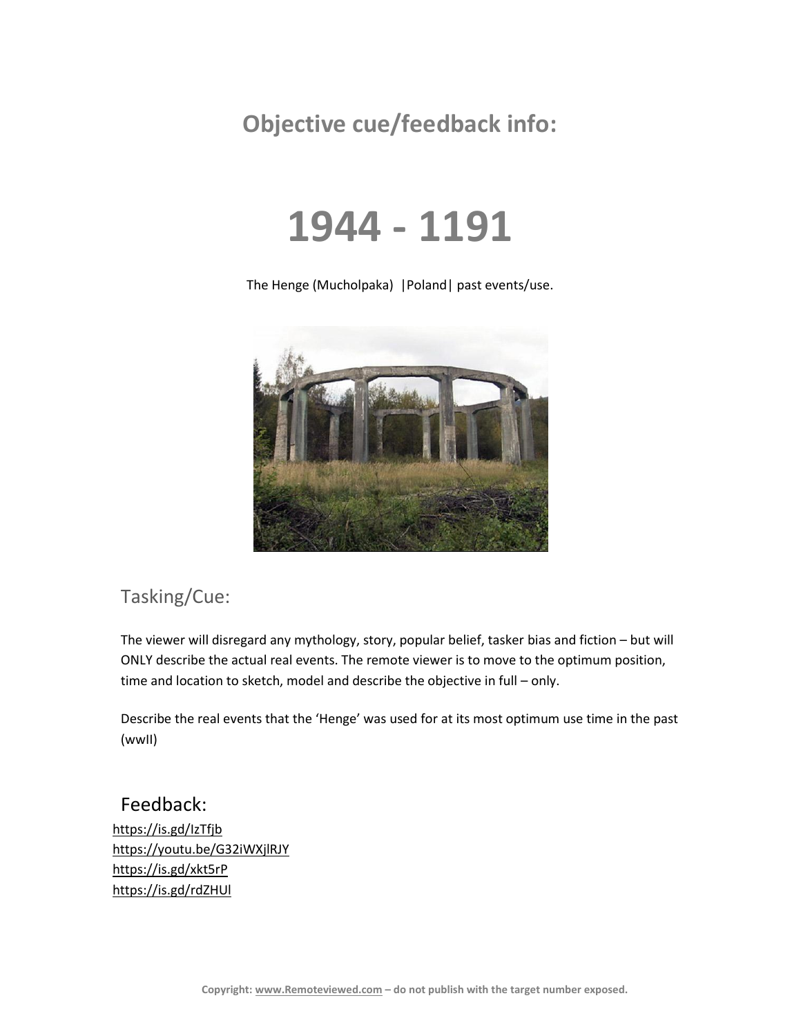# Objective cue/feedback info:

# 1944 - 1191

The Henge (Mucholpaka) |Poland| past events/use.

## Tasking/Cue:

The viewer will disregard any mythology, story, popular belief, tasker bias and fiction – but will ONLY describe the actual real events. The remote viewer is to move to the optimum position, time and location to sketch, model and describe the objective in full – only.

Describe the real events that the 'Henge' was used for at its most optimum use time in the past (wwII)

## Feedback:

https://is.gd/IzTfjb
https://youtu.be/G32iWXjlRJY
https://is.gd/xkt5rP
https://is.gd/rdZHUl

Copyright: www.Remoteviewed.com – do not publish with the target number exposed.